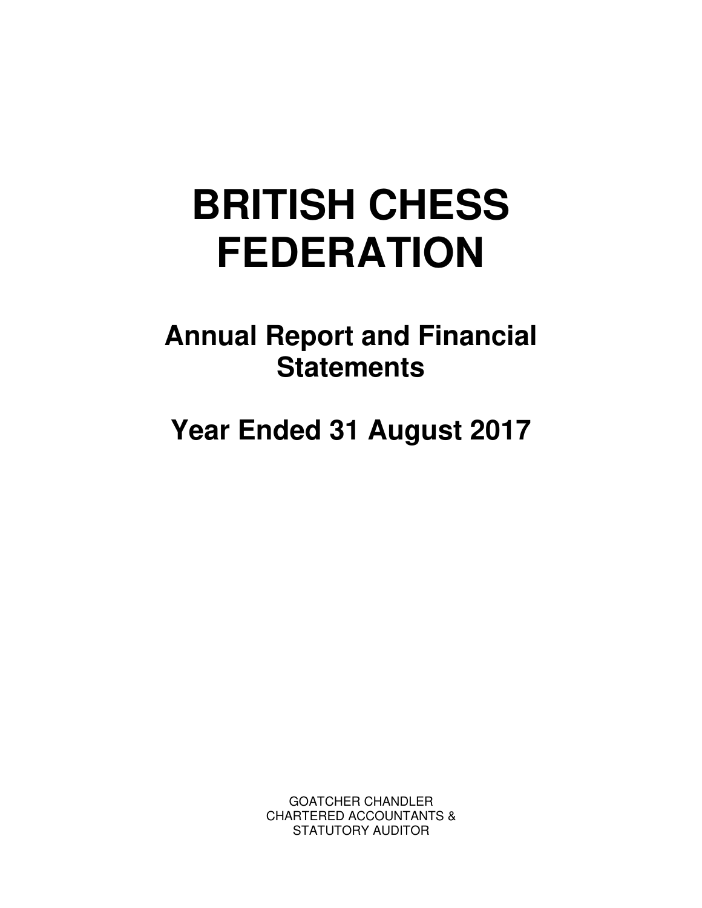# BRITISH CHESS FEDERATION

## Annual Report and Financial Statements

## Year Ended 31 August 2017

GOATCHER CHANDLER
CHARTERED ACCOUNTANTS &
STATUTORY AUDITOR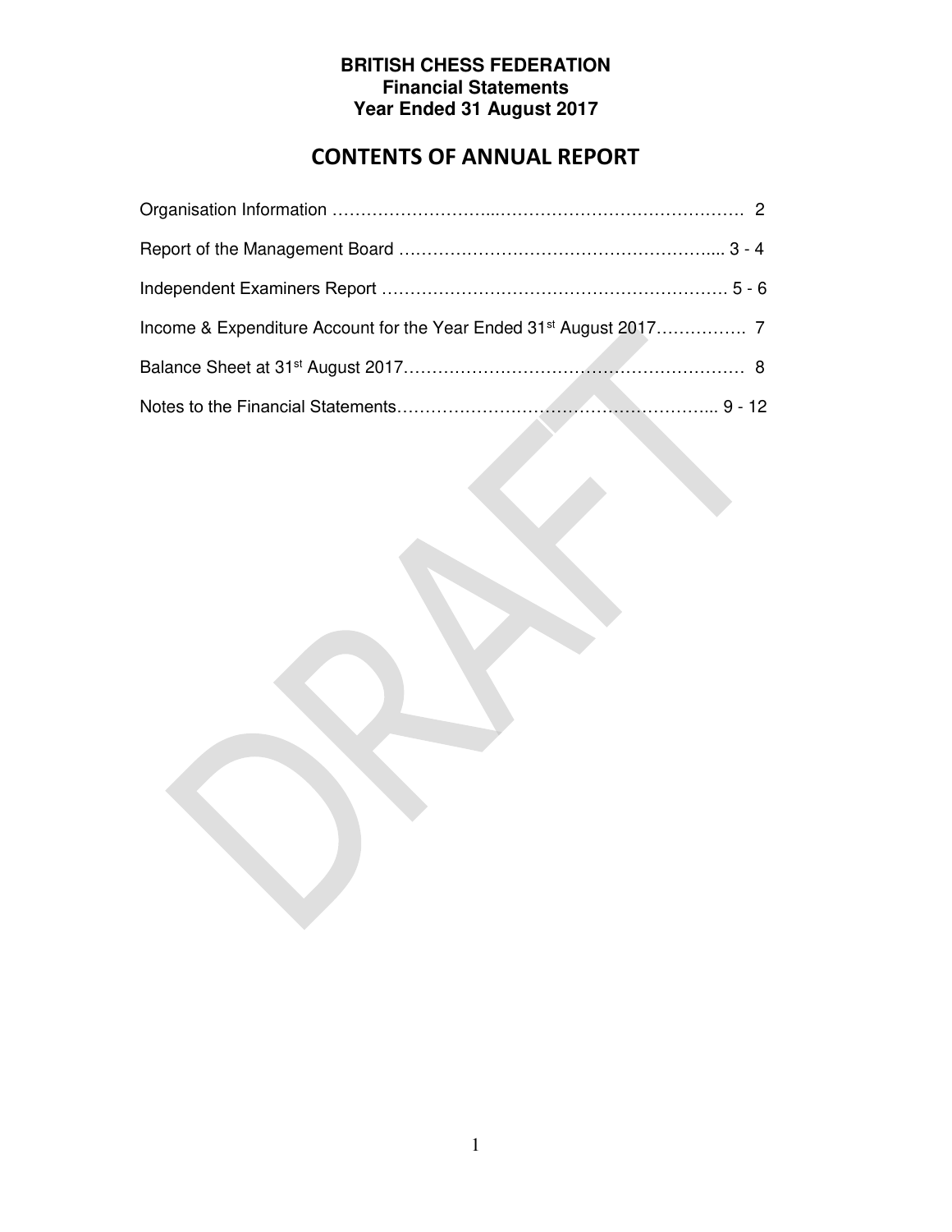**BRITISH CHESS FEDERATION**
**Financial Statements**
**Year Ended 31 August 2017**

# CONTENTS OF ANNUAL REPORT

| | |
|---|---|
| Organisation Information | 2 |
| Report of the Management Board | 3 - 4 |
| Independent Examiners Report | 5 - 6 |
| Income & Expenditure Account for the Year Ended 31st August 2017 | 7 |
| Balance Sheet at 31st August 2017 | 8 |
| Notes to the Financial Statements | 9 - 12 |

DRAFT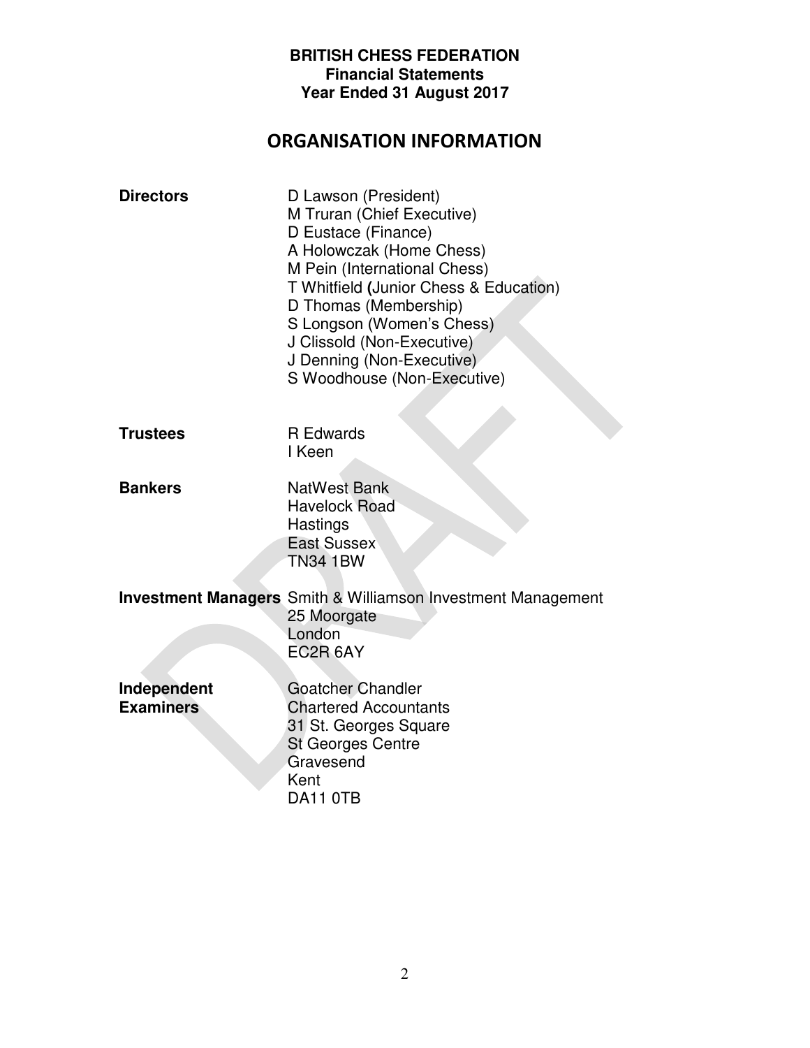**BRITISH CHESS FEDERATION**
**Financial Statements**
**Year Ended 31 August 2017**

# ORGANISATION INFORMATION

**Directors**

D Lawson (President)
M Truran (Chief Executive)
D Eustace (Finance)
A Holowczak (Home Chess)
M Pein (International Chess)
T Whitfield (Junior Chess & Education)
D Thomas (Membership)
S Longson (Women's Chess)
J Clissold (Non-Executive)
J Denning (Non-Executive)
S Woodhouse (Non-Executive)

**Trustees**

R Edwards
I Keen

**Bankers**

NatWest Bank
Havelock Road
Hastings
East Sussex
TN34 1BW

**Investment Managers**

Smith & Williamson Investment Management
25 Moorgate
London
EC2R 6AY

**Independent Examiners**

Goatcher Chandler
Chartered Accountants
31 St. Georges Square
St Georges Centre
Gravesend
Kent
DA11 0TB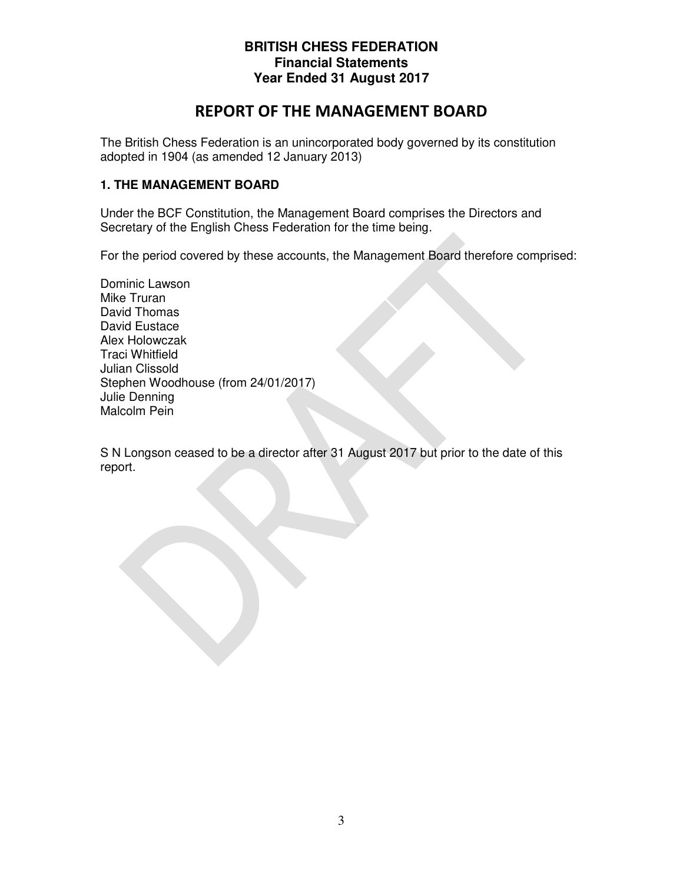**BRITISH CHESS FEDERATION**
**Financial Statements**
**Year Ended 31 August 2017**

# REPORT OF THE MANAGEMENT BOARD

The British Chess Federation is an unincorporated body governed by its constitution adopted in 1904 (as amended 12 January 2013)

### 1. THE MANAGEMENT BOARD

Under the BCF Constitution, the Management Board comprises the Directors and Secretary of the English Chess Federation for the time being.

For the period covered by these accounts, the Management Board therefore comprised:

Dominic Lawson
Mike Truran
David Thomas
David Eustace
Alex Holowczak
Traci Whitfield
Julian Clissold
Stephen Woodhouse (from 24/01/2017)
Julie Denning
Malcolm Pein

S N Longson ceased to be a director after 31 August 2017 but prior to the date of this report.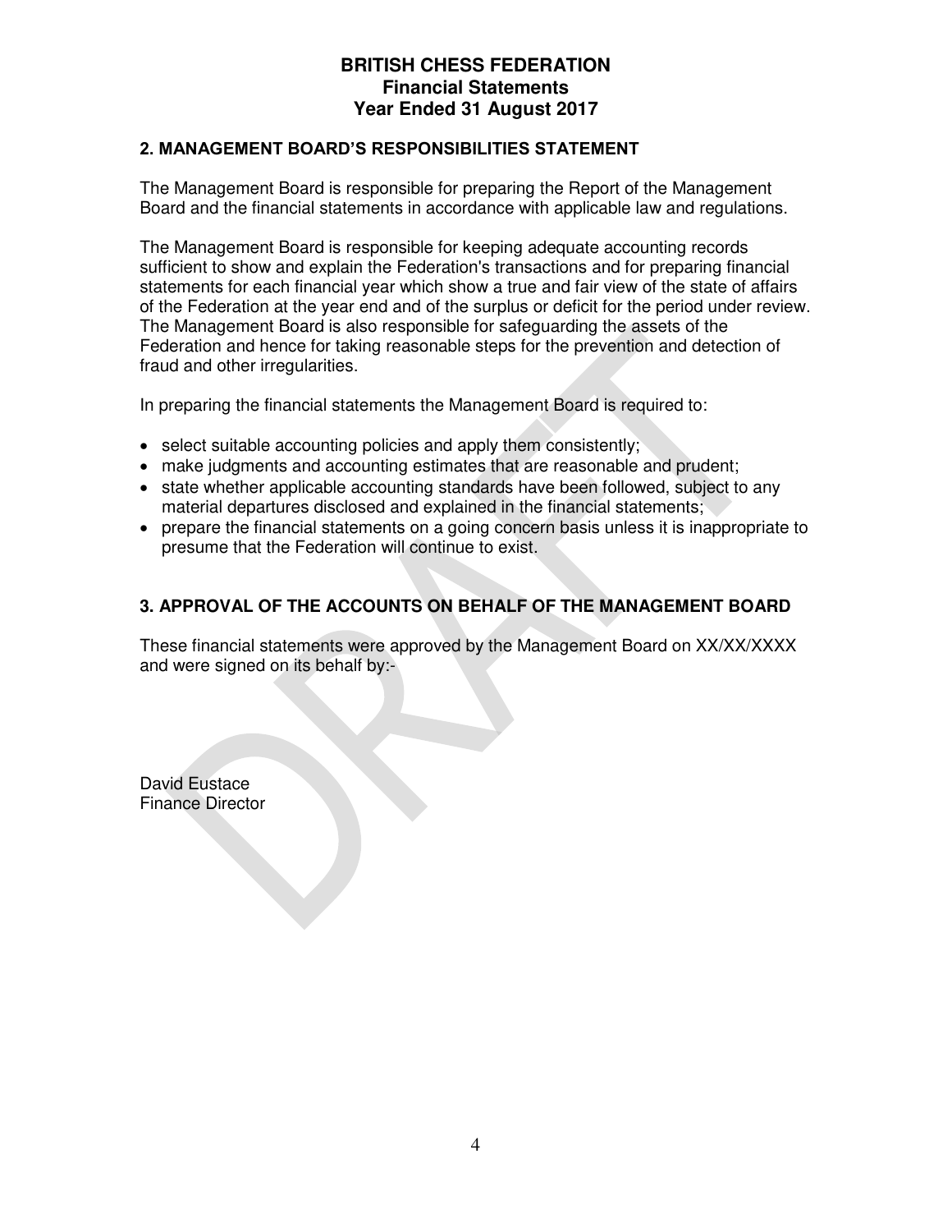**BRITISH CHESS FEDERATION**
**Financial Statements**
**Year Ended 31 August 2017**

## 2. MANAGEMENT BOARD'S RESPONSIBILITIES STATEMENT

The Management Board is responsible for preparing the Report of the Management Board and the financial statements in accordance with applicable law and regulations.

The Management Board is responsible for keeping adequate accounting records sufficient to show and explain the Federation's transactions and for preparing financial statements for each financial year which show a true and fair view of the state of affairs of the Federation at the year end and of the surplus or deficit for the period under review. The Management Board is also responsible for safeguarding the assets of the Federation and hence for taking reasonable steps for the prevention and detection of fraud and other irregularities.

In preparing the financial statements the Management Board is required to:

- select suitable accounting policies and apply them consistently;
- make judgments and accounting estimates that are reasonable and prudent;
- state whether applicable accounting standards have been followed, subject to any material departures disclosed and explained in the financial statements;
- prepare the financial statements on a going concern basis unless it is inappropriate to presume that the Federation will continue to exist.

## 3. APPROVAL OF THE ACCOUNTS ON BEHALF OF THE MANAGEMENT BOARD

These financial statements were approved by the Management Board on XX/XX/XXXX and were signed on its behalf by:-

David Eustace
Finance Director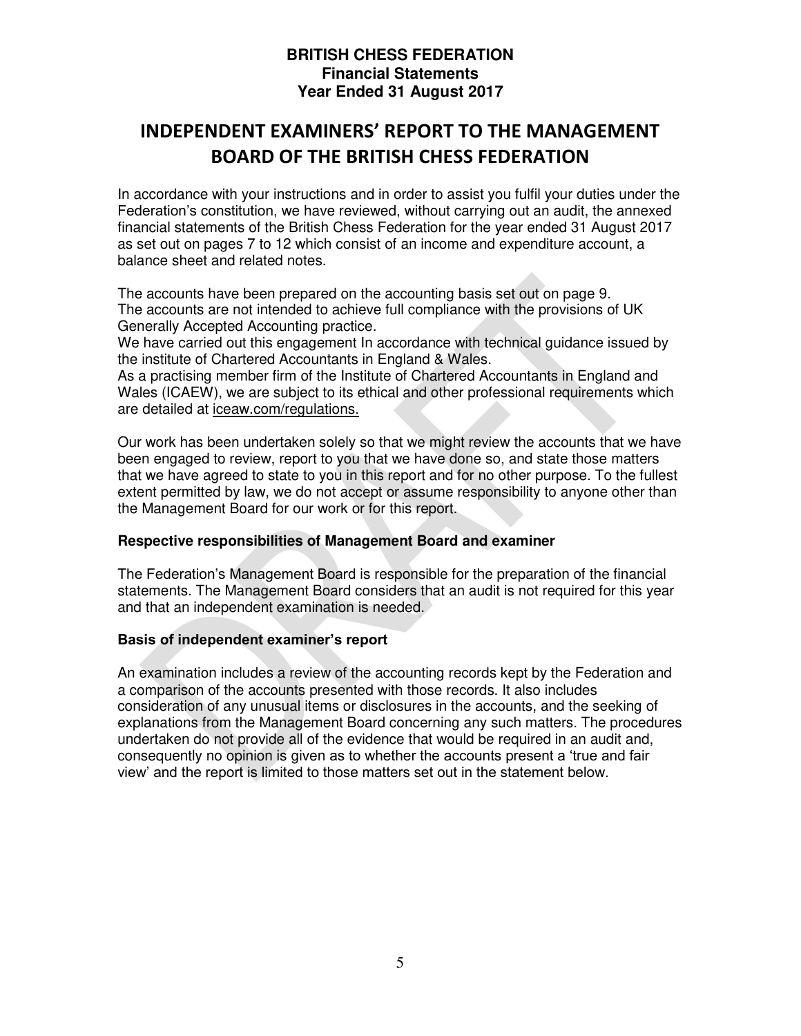# INDEPENDENT EXAMINERS' REPORT TO THE MANAGEMENT BOARD OF THE BRITISH CHESS FEDERATION

In accordance with your instructions and in order to assist you fulfil your duties under the Federation's constitution, we have reviewed, without carrying out an audit, the annexed financial statements of the British Chess Federation for the year ended 31 August 2017 as set out on pages 7 to 12 which consist of an income and expenditure account, a balance sheet and related notes.

The accounts have been prepared on the accounting basis set out on page 9.
The accounts are not intended to achieve full compliance with the provisions of UK Generally Accepted Accounting practice.
We have carried out this engagement In accordance with technical guidance issued by the institute of Chartered Accountants in England & Wales.
As a practising member firm of the Institute of Chartered Accountants in England and Wales (ICAEW), we are subject to its ethical and other professional requirements which are detailed at iceaw.com/regulations.

Our work has been undertaken solely so that we might review the accounts that we have been engaged to review, report to you that we have done so, and state those matters that we have agreed to state to you in this report and for no other purpose. To the fullest extent permitted by law, we do not accept or assume responsibility to anyone other than the Management Board for our work or for this report.

### Respective responsibilities of Management Board and examiner

The Federation's Management Board is responsible for the preparation of the financial statements. The Management Board considers that an audit is not required for this year and that an independent examination is needed.

### Basis of independent examiner's report

An examination includes a review of the accounting records kept by the Federation and a comparison of the accounts presented with those records. It also includes consideration of any unusual items or disclosures in the accounts, and the seeking of explanations from the Management Board concerning any such matters. The procedures undertaken do not provide all of the evidence that would be required in an audit and, consequently no opinion is given as to whether the accounts present a 'true and fair view' and the report is limited to those matters set out in the statement below.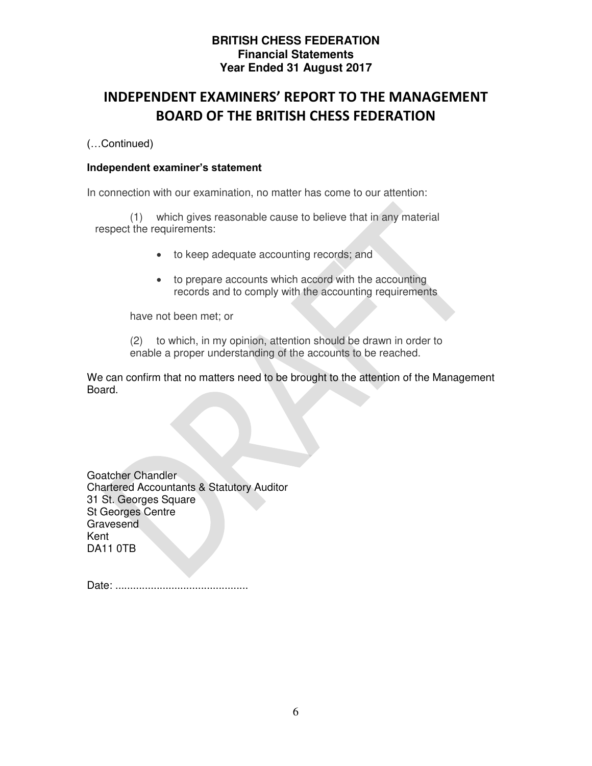# INDEPENDENT EXAMINERS' REPORT TO THE MANAGEMENT BOARD OF THE BRITISH CHESS FEDERATION

(…Continued)

**Independent examiner's statement**

In connection with our examination, no matter has come to our attention:

(1) which gives reasonable cause to believe that in any material respect the requirements:

- to keep adequate accounting records; and
- to prepare accounts which accord with the accounting records and to comply with the accounting requirements

have not been met; or

(2) to which, in my opinion, attention should be drawn in order to enable a proper understanding of the accounts to be reached.

We can confirm that no matters need to be brought to the attention of the Management Board.

Goatcher Chandler
Chartered Accountants & Statutory Auditor
31 St. Georges Square
St Georges Centre
Gravesend
Kent
DA11 0TB

Date: ............................................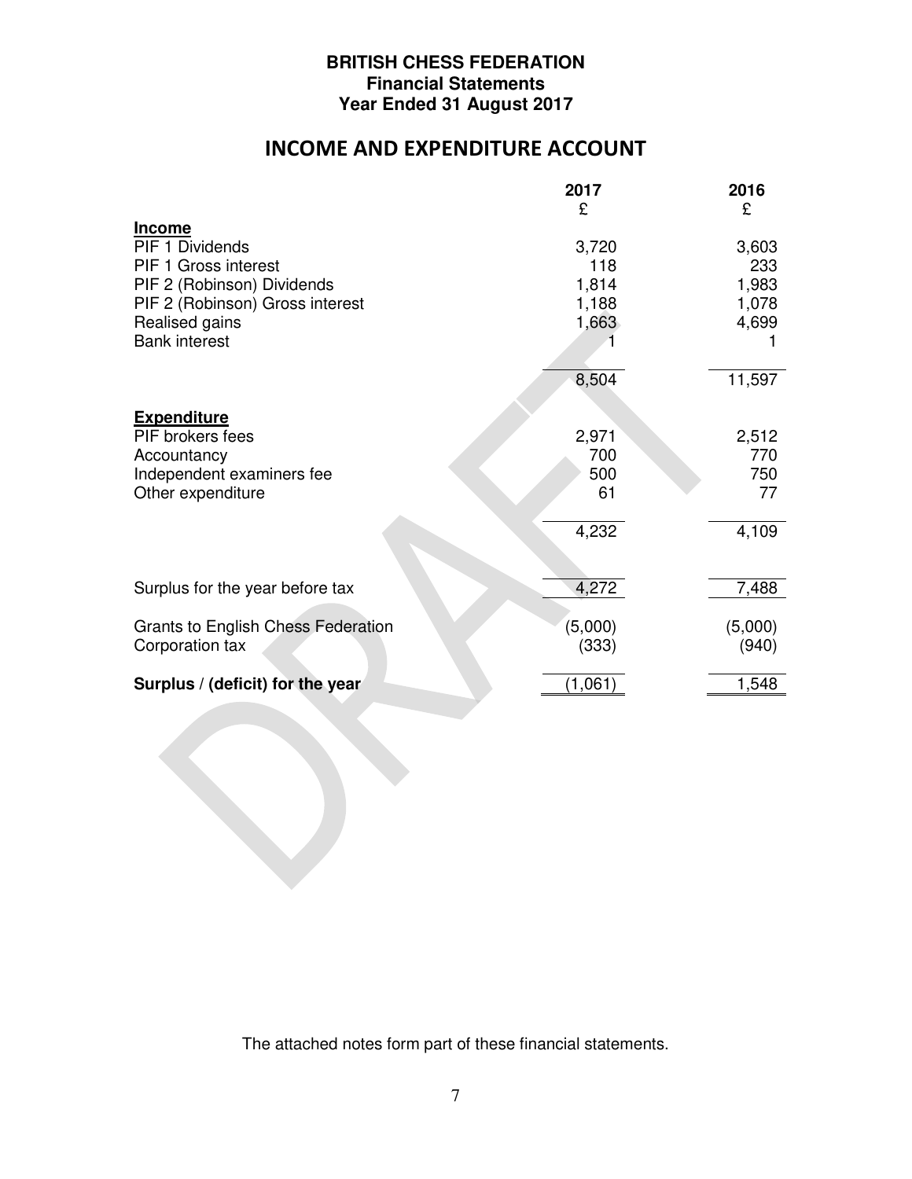**BRITISH CHESS FEDERATION**
**Financial Statements**
**Year Ended 31 August 2017**

# INCOME AND EXPENDITURE ACCOUNT

| | 2017 £ | 2016 £ |
|---|---|---|
| **Income** | | |
| PIF 1 Dividends | 3,720 | 3,603 |
| PIF 1 Gross interest | 118 | 233 |
| PIF 2 (Robinson) Dividends | 1,814 | 1,983 |
| PIF 2 (Robinson) Gross interest | 1,188 | 1,078 |
| Realised gains | 1,663 | 4,699 |
| Bank interest | 1 | 1 |
| | 8,504 | 11,597 |
| **Expenditure** | | |
| PIF brokers fees | 2,971 | 2,512 |
| Accountancy | 700 | 770 |
| Independent examiners fee | 500 | 750 |
| Other expenditure | 61 | 77 |
| | 4,232 | 4,109 |
| Surplus for the year before tax | 4,272 | 7,488 |
| Grants to English Chess Federation | (5,000) | (5,000) |
| Corporation tax | (333) | (940) |
| **Surplus / (deficit) for the year** | (1,061) | 1,548 |

DRAFT

The attached notes form part of these financial statements.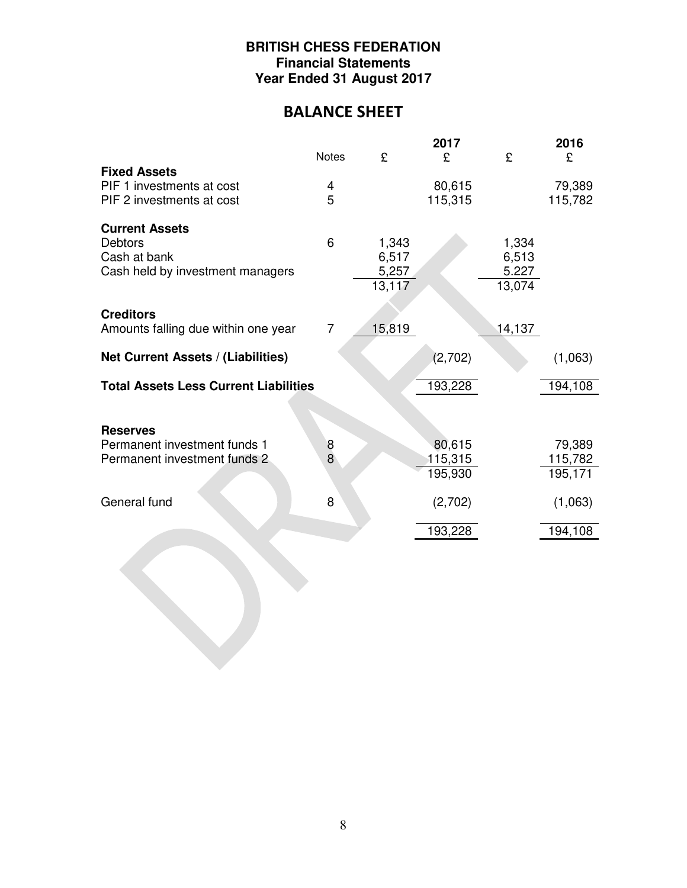**BRITISH CHESS FEDERATION**
**Financial Statements**
**Year Ended 31 August 2017**

# BALANCE SHEET

| | Notes | 2017 £ | 2017 £ | 2016 £ | 2016 £ |
|---|---|---|---|---|---|
| **Fixed Assets** | | | | | |
| PIF 1 investments at cost | 4 | | 80,615 | | 79,389 |
| PIF 2 investments at cost | 5 | | 115,315 | | 115,782 |
| **Current Assets** | | | | | |
| Debtors | 6 | 1,343 | | 1,334 | |
| Cash at bank | | 6,517 | | 6,513 | |
| Cash held by investment managers | | 5,257 | | 5.227 | |
| | | 13,117 | | 13,074 | |
| **Creditors** | | | | | |
| Amounts falling due within one year | 7 | 15,819 | | 14,137 | |
| **Net Current Assets / (Liabilities)** | | | (2,702) | | (1,063) |
| **Total Assets Less Current Liabilities** | | | 193,228 | | 194,108 |
| **Reserves** | | | | | |
| Permanent investment funds 1 | 8 | | 80,615 | | 79,389 |
| Permanent investment funds 2 | 8 | | 115,315 | | 115,782 |
| | | | 195,930 | | 195,171 |
| General fund | 8 | | (2,702) | | (1,063) |
| | | | 193,228 | | 194,108 |

DRAFT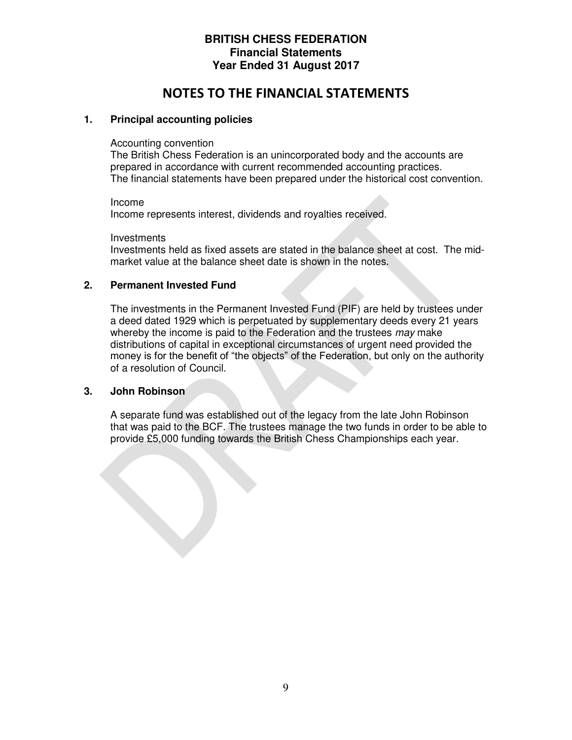**BRITISH CHESS FEDERATION**
**Financial Statements**
**Year Ended 31 August 2017**

# NOTES TO THE FINANCIAL STATEMENTS

## 1. Principal accounting policies

Accounting convention
The British Chess Federation is an unincorporated body and the accounts are prepared in accordance with current recommended accounting practices.
The financial statements have been prepared under the historical cost convention.

Income
Income represents interest, dividends and royalties received.

Investments
Investments held as fixed assets are stated in the balance sheet at cost. The mid-market value at the balance sheet date is shown in the notes.

## 2. Permanent Invested Fund

The investments in the Permanent Invested Fund (PIF) are held by trustees under a deed dated 1929 which is perpetuated by supplementary deeds every 21 years whereby the income is paid to the Federation and the trustees *may* make distributions of capital in exceptional circumstances of urgent need provided the money is for the benefit of "the objects" of the Federation, but only on the authority of a resolution of Council.

## 3. John Robinson

A separate fund was established out of the legacy from the late John Robinson that was paid to the BCF. The trustees manage the two funds in order to be able to provide £5,000 funding towards the British Chess Championships each year.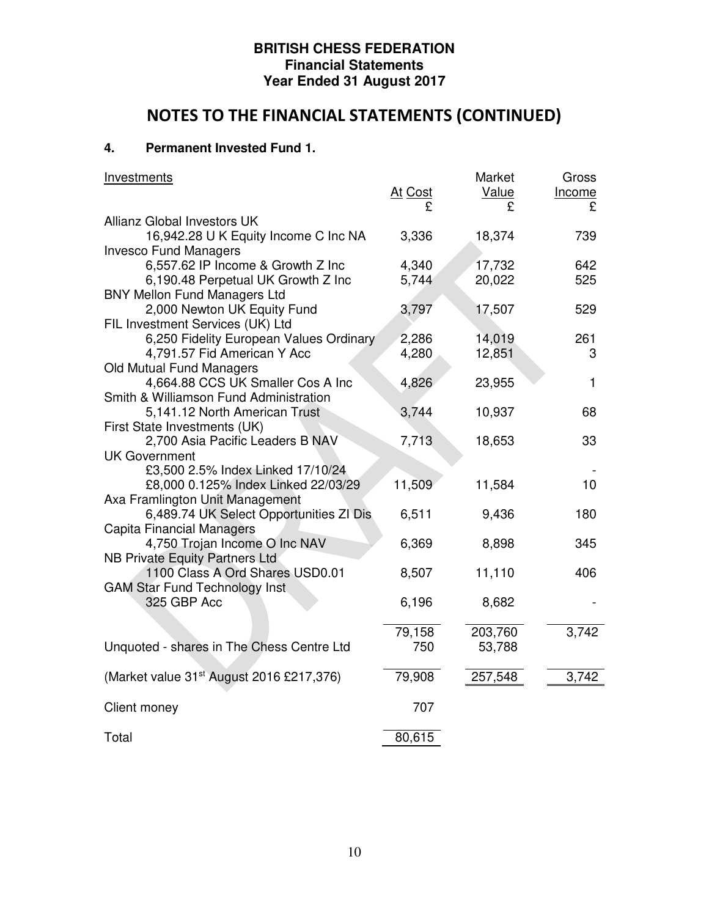**BRITISH CHESS FEDERATION**
**Financial Statements**
**Year Ended 31 August 2017**

## NOTES TO THE FINANCIAL STATEMENTS (CONTINUED)

### 4. Permanent Invested Fund 1.

| Investments | At Cost £ | Market Value £ | Gross Income £ |
|---|---|---|---|
| Allianz Global Investors UK | | | |
| 16,942.28 U K Equity Income C Inc NA | 3,336 | 18,374 | 739 |
| Invesco Fund Managers | | | |
| 6,557.62 IP Income & Growth Z Inc | 4,340 | 17,732 | 642 |
| 6,190.48 Perpetual UK Growth Z Inc | 5,744 | 20,022 | 525 |
| BNY Mellon Fund Managers Ltd | | | |
| 2,000 Newton UK Equity Fund | 3,797 | 17,507 | 529 |
| FIL Investment Services (UK) Ltd | | | |
| 6,250 Fidelity European Values Ordinary | 2,286 | 14,019 | 261 |
| 4,791.57 Fid American Y Acc | 4,280 | 12,851 | 3 |
| Old Mutual Fund Managers | | | |
| 4,664.88 CCS UK Smaller Cos A Inc | 4,826 | 23,955 | 1 |
| Smith & Williamson Fund Administration | | | |
| 5,141.12 North American Trust | 3,744 | 10,937 | 68 |
| First State Investments (UK) | | | |
| 2,700 Asia Pacific Leaders B NAV | 7,713 | 18,653 | 33 |
| UK Government | | | |
| £3,500 2.5% Index Linked 17/10/24 | | | - |
| £8,000 0.125% Index Linked 22/03/29 | 11,509 | 11,584 | 10 |
| Axa Framlington Unit Management | | | |
| 6,489.74 UK Select Opportunities ZI Dis | 6,511 | 9,436 | 180 |
| Capita Financial Managers | | | |
| 4,750 Trojan Income O Inc NAV | 6,369 | 8,898 | 345 |
| NB Private Equity Partners Ltd | | | |
| 1100 Class A Ord Shares USD0.01 | 8,507 | 11,110 | 406 |
| GAM Star Fund Technology Inst | | | |
| 325 GBP Acc | 6,196 | 8,682 | - |
| | 79,158 | 203,760 | 3,742 |
| Unquoted - shares in The Chess Centre Ltd | 750 | 53,788 | |
| (Market value 31st August 2016 £217,376) | 79,908 | 257,548 | 3,742 |
| Client money | 707 | | |
| Total | 80,615 | | |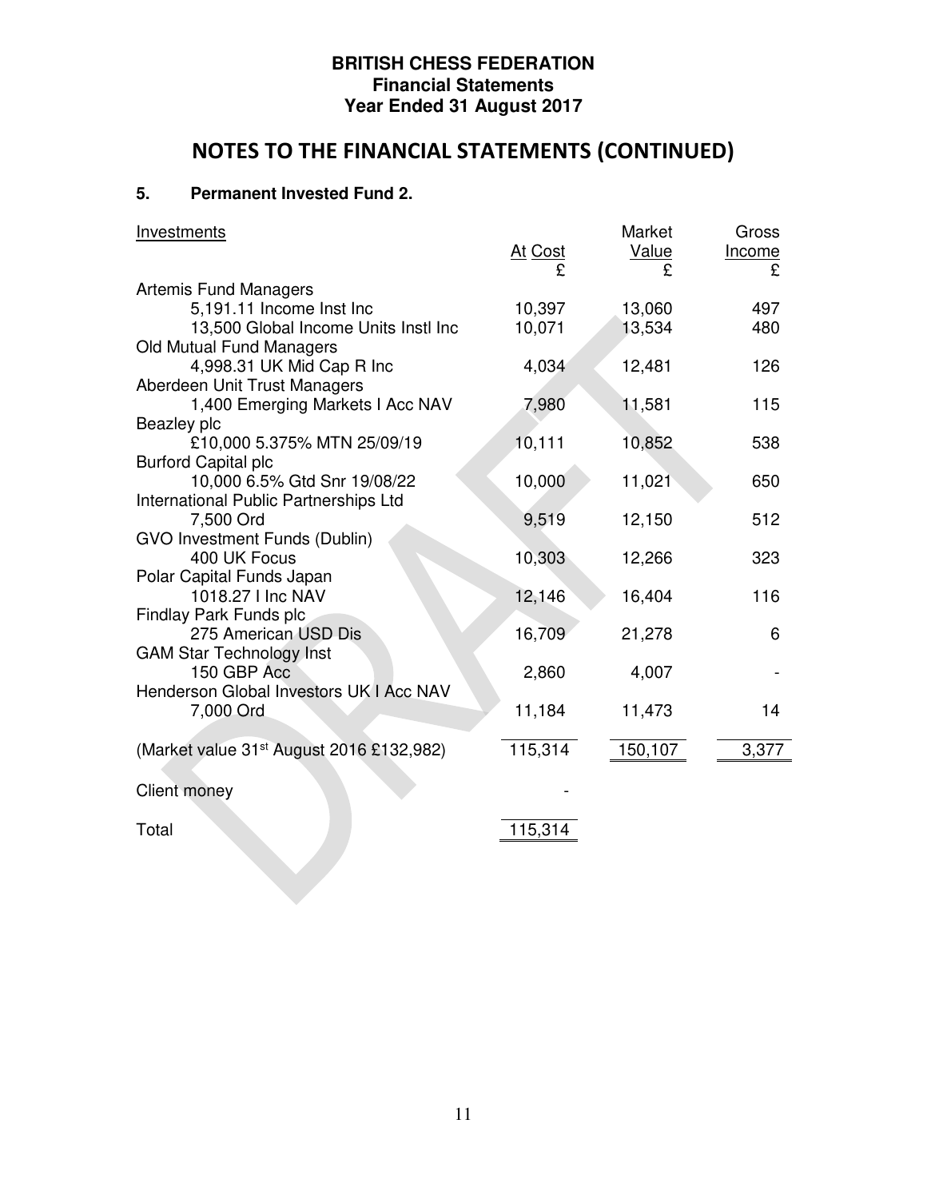**BRITISH CHESS FEDERATION**
**Financial Statements**
**Year Ended 31 August 2017**

# NOTES TO THE FINANCIAL STATEMENTS (CONTINUED)

## 5. Permanent Invested Fund 2.

| Investments | At Cost £ | Market Value £ | Gross Income £ |
|---|---|---|---|
| Artemis Fund Managers | | | |
| 5,191.11 Income Inst Inc | 10,397 | 13,060 | 497 |
| 13,500 Global Income Units Instl Inc | 10,071 | 13,534 | 480 |
| Old Mutual Fund Managers | | | |
| 4,998.31 UK Mid Cap R Inc | 4,034 | 12,481 | 126 |
| Aberdeen Unit Trust Managers | | | |
| 1,400 Emerging Markets I Acc NAV | 7,980 | 11,581 | 115 |
| Beazley plc | | | |
| £10,000 5.375% MTN 25/09/19 | 10,111 | 10,852 | 538 |
| Burford Capital plc | | | |
| 10,000 6.5% Gtd Snr 19/08/22 | 10,000 | 11,021 | 650 |
| International Public Partnerships Ltd | | | |
| 7,500 Ord | 9,519 | 12,150 | 512 |
| GVO Investment Funds (Dublin) | | | |
| 400 UK Focus | 10,303 | 12,266 | 323 |
| Polar Capital Funds Japan | | | |
| 1018.27 I Inc NAV | 12,146 | 16,404 | 116 |
| Findlay Park Funds plc | | | |
| 275 American USD Dis | 16,709 | 21,278 | 6 |
| GAM Star Technology Inst | | | |
| 150 GBP Acc | 2,860 | 4,007 | - |
| Henderson Global Investors UK I Acc NAV | | | |
| 7,000 Ord | 11,184 | 11,473 | 14 |
| (Market value 31st August 2016 £132,982) | 115,314 | 150,107 | 3,377 |
| Client money | - | | |
| Total | 115,314 | | |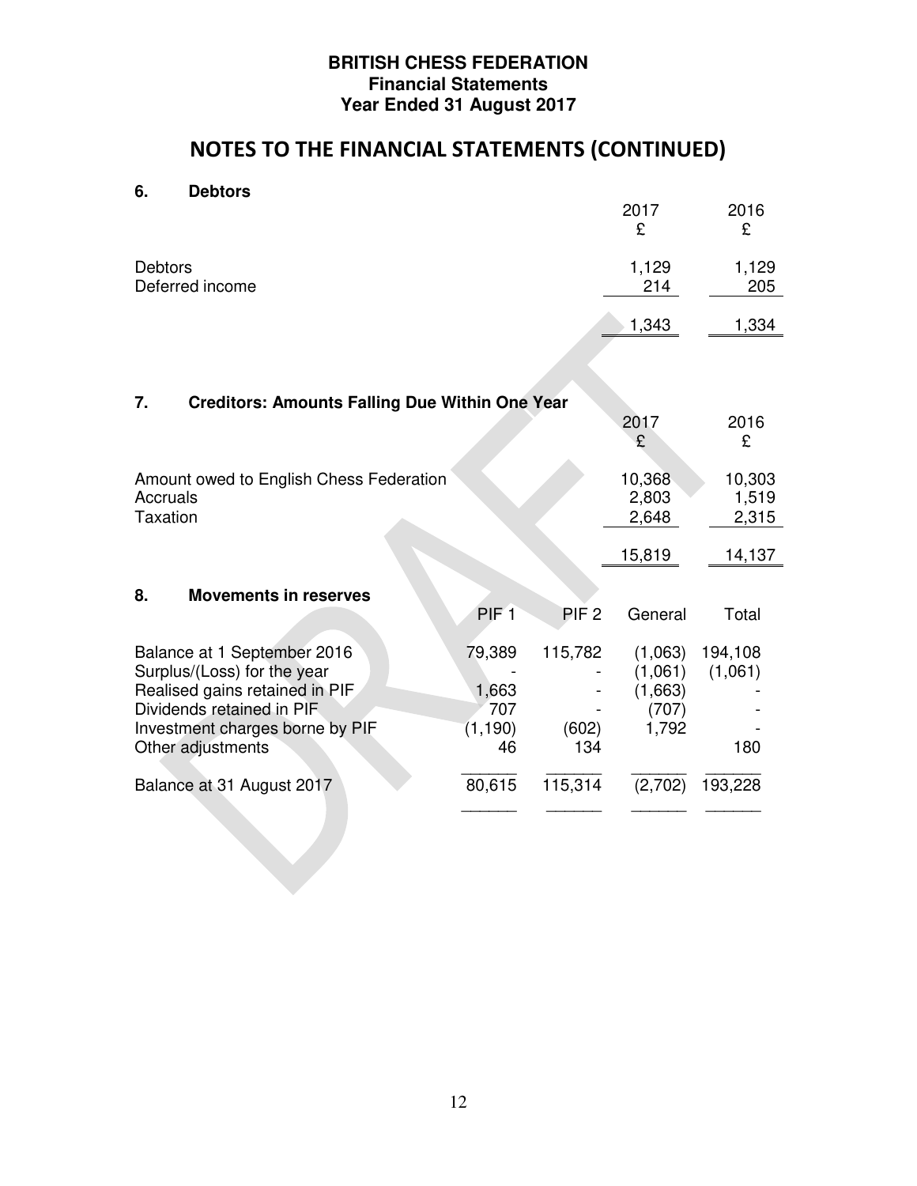**BRITISH CHESS FEDERATION**
**Financial Statements**
**Year Ended 31 August 2017**

# NOTES TO THE FINANCIAL STATEMENTS (CONTINUED)

## 6. Debtors

| | 2017 £ | 2016 £ |
|---|---|---|
| Debtors | 1,129 | 1,129 |
| Deferred income | 214 | 205 |
| | 1,343 | 1,334 |

## 7. Creditors: Amounts Falling Due Within One Year

| | 2017 £ | 2016 £ |
|---|---|---|
| Amount owed to English Chess Federation | 10,368 | 10,303 |
| Accruals | 2,803 | 1,519 |
| Taxation | 2,648 | 2,315 |
| | 15,819 | 14,137 |

## 8. Movements in reserves

| | PIF 1 | PIF 2 | General | Total |
|---|---|---|---|---|
| Balance at 1 September 2016 | 79,389 | 115,782 | (1,063) | 194,108 |
| Surplus/(Loss) for the year | - | - | (1,061) | (1,061) |
| Realised gains retained in PIF | 1,663 | - | (1,663) | - |
| Dividends retained in PIF | 707 | - | (707) | - |
| Investment charges borne by PIF | (1,190) | (602) | 1,792 | - |
| Other adjustments | 46 | 134 | | 180 |
| Balance at 31 August 2017 | 80,615 | 115,314 | (2,702) | 193,228 |